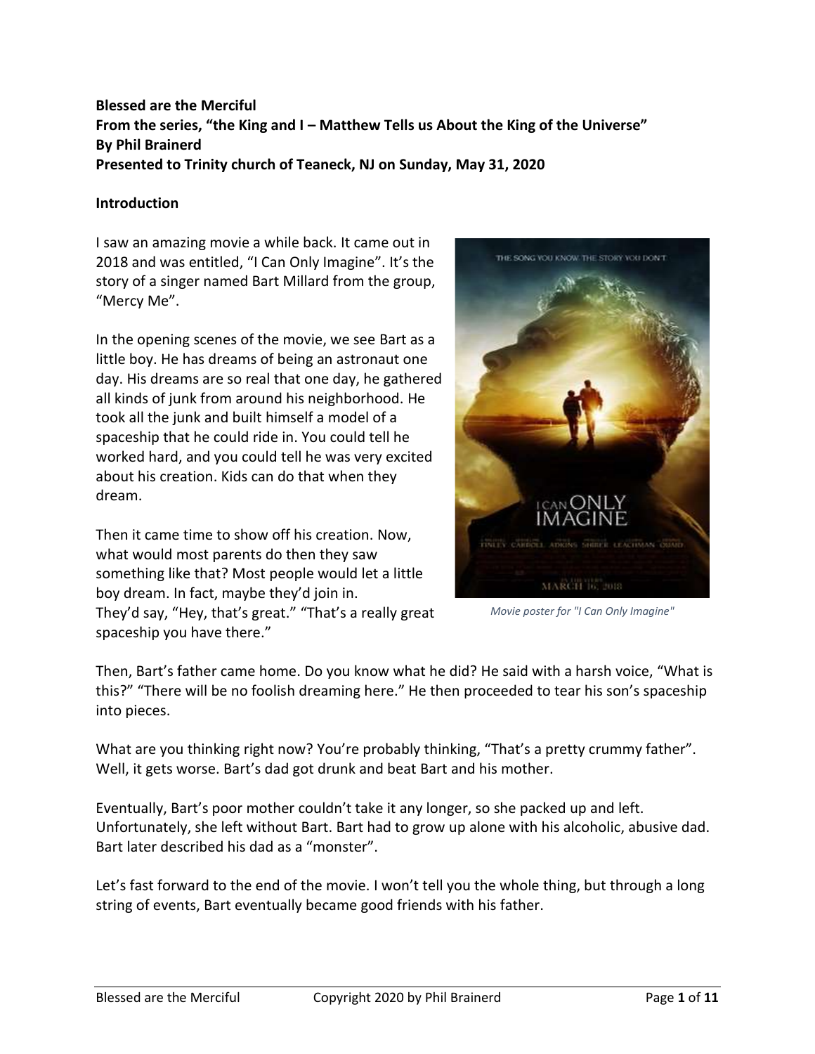**Blessed are the Merciful**
**From the series, "the King and I – Matthew Tells us About the King of the Universe"**
**By Phil Brainerd**
**Presented to Trinity church of Teaneck, NJ on Sunday, May 31, 2020**

### Introduction

I saw an amazing movie a while back. It came out in 2018 and was entitled, "I Can Only Imagine". It's the story of a singer named Bart Millard from the group, "Mercy Me".

In the opening scenes of the movie, we see Bart as a little boy. He has dreams of being an astronaut one day. His dreams are so real that one day, he gathered all kinds of junk from around his neighborhood. He took all the junk and built himself a model of a spaceship that he could ride in. You could tell he worked hard, and you could tell he was very excited about his creation. Kids can do that when they dream.

Then it came time to show off his creation. Now, what would most parents do then they saw something like that? Most people would let a little boy dream. In fact, maybe they'd join in. They'd say, "Hey, that's great." "That's a really great spaceship you have there."

*Movie poster for "I Can Only Imagine"*

Then, Bart's father came home. Do you know what he did? He said with a harsh voice, "What is this?" "There will be no foolish dreaming here." He then proceeded to tear his son's spaceship into pieces.

What are you thinking right now? You're probably thinking, "That's a pretty crummy father". Well, it gets worse. Bart's dad got drunk and beat Bart and his mother.

Eventually, Bart's poor mother couldn't take it any longer, so she packed up and left. Unfortunately, she left without Bart. Bart had to grow up alone with his alcoholic, abusive dad. Bart later described his dad as a "monster".

Let's fast forward to the end of the movie. I won't tell you the whole thing, but through a long string of events, Bart eventually became good friends with his father.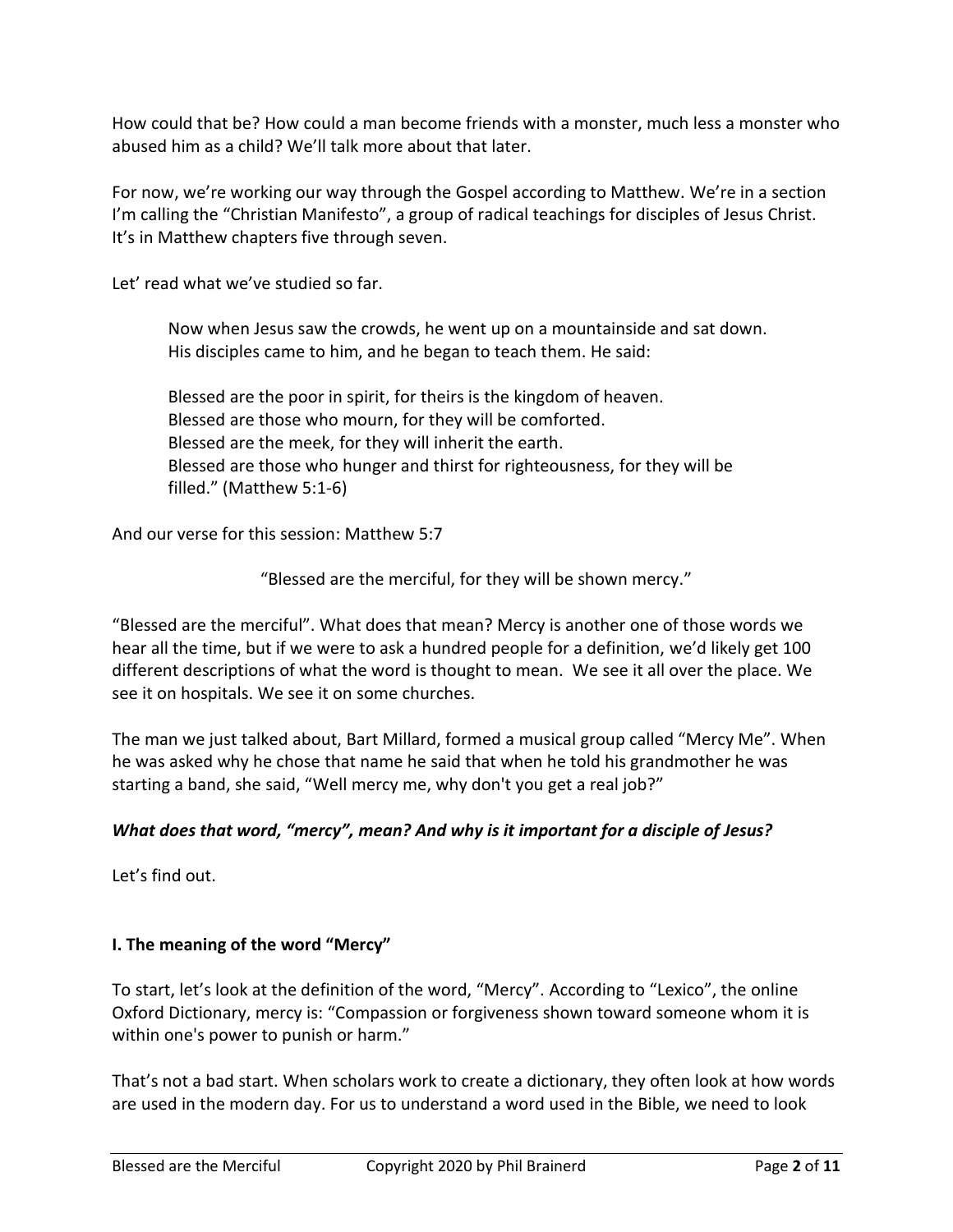How could that be? How could a man become friends with a monster, much less a monster who abused him as a child? We'll talk more about that later.

For now, we're working our way through the Gospel according to Matthew. We're in a section I'm calling the "Christian Manifesto", a group of radical teachings for disciples of Jesus Christ. It's in Matthew chapters five through seven.

Let' read what we've studied so far.

> Now when Jesus saw the crowds, he went up on a mountainside and sat down. His disciples came to him, and he began to teach them. He said:
>
> Blessed are the poor in spirit, for theirs is the kingdom of heaven.
> Blessed are those who mourn, for they will be comforted.
> Blessed are the meek, for they will inherit the earth.
> Blessed are those who hunger and thirst for righteousness, for they will be filled." (Matthew 5:1-6)

And our verse for this session: Matthew 5:7

> "Blessed are the merciful, for they will be shown mercy."

"Blessed are the merciful". What does that mean? Mercy is another one of those words we hear all the time, but if we were to ask a hundred people for a definition, we'd likely get 100 different descriptions of what the word is thought to mean. We see it all over the place. We see it on hospitals. We see it on some churches.

The man we just talked about, Bart Millard, formed a musical group called "Mercy Me". When he was asked why he chose that name he said that when he told his grandmother he was starting a band, she said, "Well mercy me, why don't you get a real job?"

***What does that word, "mercy", mean? And why is it important for a disciple of Jesus?***

Let's find out.

**I. The meaning of the word "Mercy"**

To start, let's look at the definition of the word, "Mercy". According to "Lexico", the online Oxford Dictionary, mercy is: "Compassion or forgiveness shown toward someone whom it is within one's power to punish or harm."

That's not a bad start. When scholars work to create a dictionary, they often look at how words are used in the modern day. For us to understand a word used in the Bible, we need to look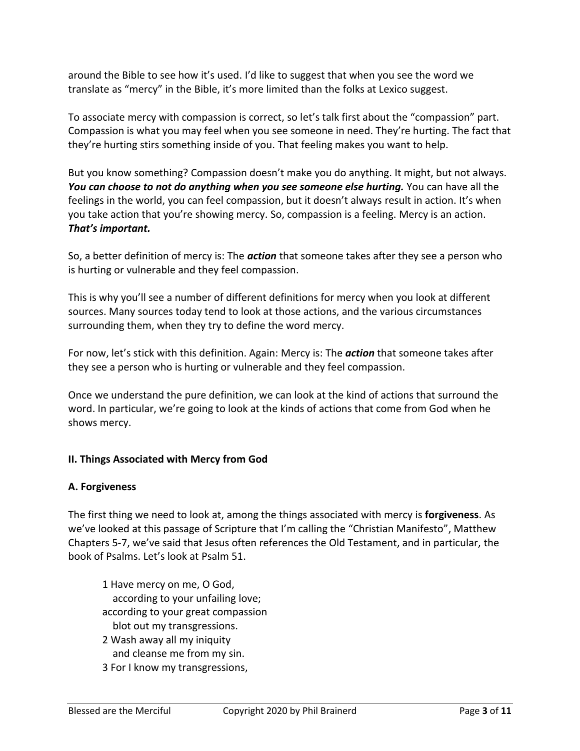around the Bible to see how it's used. I'd like to suggest that when you see the word we translate as "mercy" in the Bible, it's more limited than the folks at Lexico suggest.

To associate mercy with compassion is correct, so let's talk first about the "compassion" part. Compassion is what you may feel when you see someone in need. They're hurting. The fact that they're hurting stirs something inside of you. That feeling makes you want to help.

But you know something? Compassion doesn't make you do anything. It might, but not always. ***You can choose to not do anything when you see someone else hurting.*** You can have all the feelings in the world, you can feel compassion, but it doesn't always result in action. It's when you take action that you're showing mercy. So, compassion is a feeling. Mercy is an action. ***That's important.***

So, a better definition of mercy is: The ***action*** that someone takes after they see a person who is hurting or vulnerable and they feel compassion.

This is why you'll see a number of different definitions for mercy when you look at different sources. Many sources today tend to look at those actions, and the various circumstances surrounding them, when they try to define the word mercy.

For now, let's stick with this definition. Again: Mercy is: The ***action*** that someone takes after they see a person who is hurting or vulnerable and they feel compassion.

Once we understand the pure definition, we can look at the kind of actions that surround the word. In particular, we're going to look at the kinds of actions that come from God when he shows mercy.

## II. Things Associated with Mercy from God

### A. Forgiveness

The first thing we need to look at, among the things associated with mercy is **forgiveness**. As we've looked at this passage of Scripture that I'm calling the "Christian Manifesto", Matthew Chapters 5-7, we've said that Jesus often references the Old Testament, and in particular, the book of Psalms. Let's look at Psalm 51.

> 1 Have mercy on me, O God,
> according to your unfailing love;
> according to your great compassion
> blot out my transgressions.
> 2 Wash away all my iniquity
> and cleanse me from my sin.
> 3 For I know my transgressions,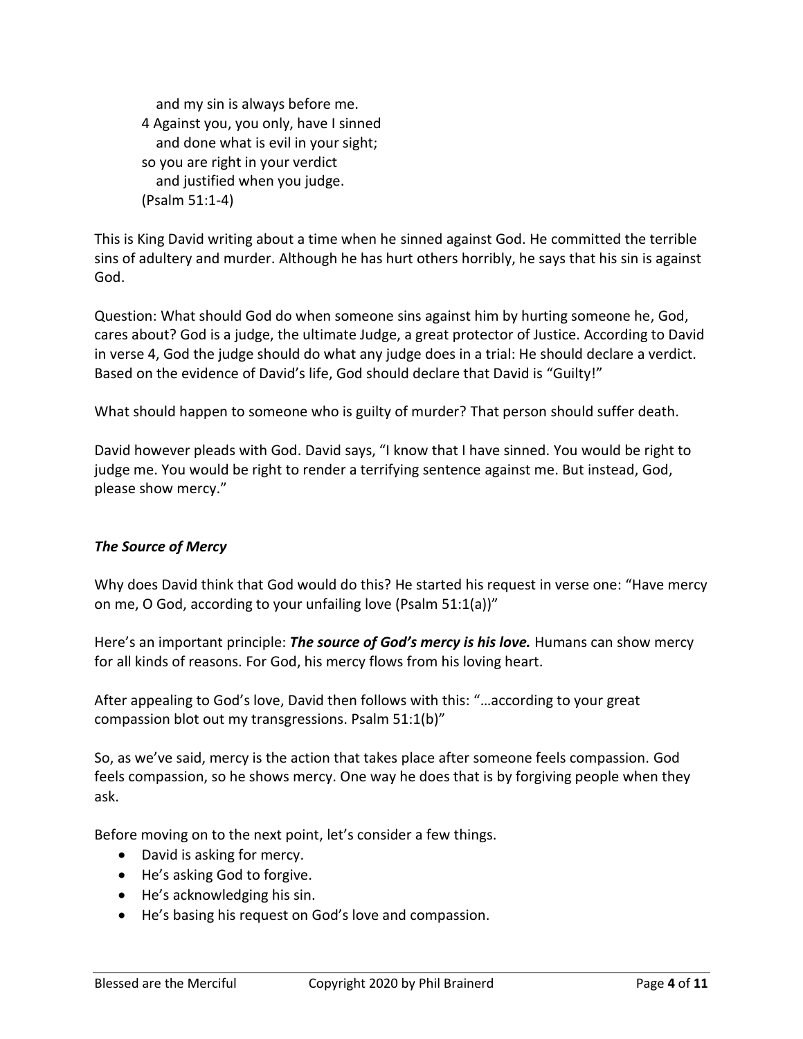and my sin is always before me.  
4 Against you, you only, have I sinned  
    and done what is evil in your sight;  
so you are right in your verdict  
    and justified when you judge.  
(Psalm 51:1-4)

This is King David writing about a time when he sinned against God. He committed the terrible sins of adultery and murder. Although he has hurt others horribly, he says that his sin is against God.

Question: What should God do when someone sins against him by hurting someone he, God, cares about? God is a judge, the ultimate Judge, a great protector of Justice. According to David in verse 4, God the judge should do what any judge does in a trial: He should declare a verdict. Based on the evidence of David's life, God should declare that David is "Guilty!"

What should happen to someone who is guilty of murder? That person should suffer death.

David however pleads with God. David says, "I know that I have sinned. You would be right to judge me. You would be right to render a terrifying sentence against me. But instead, God, please show mercy."

### ***The Source of Mercy***

Why does David think that God would do this? He started his request in verse one: "Have mercy on me, O God, according to your unfailing love (Psalm 51:1(a))"

Here's an important principle: ***The source of God's mercy is his love.*** Humans can show mercy for all kinds of reasons. For God, his mercy flows from his loving heart.

After appealing to God's love, David then follows with this: "…according to your great compassion blot out my transgressions. Psalm 51:1(b)"

So, as we've said, mercy is the action that takes place after someone feels compassion. God feels compassion, so he shows mercy. One way he does that is by forgiving people when they ask.

Before moving on to the next point, let's consider a few things.

- David is asking for mercy.
- He's asking God to forgive.
- He's acknowledging his sin.
- He's basing his request on God's love and compassion.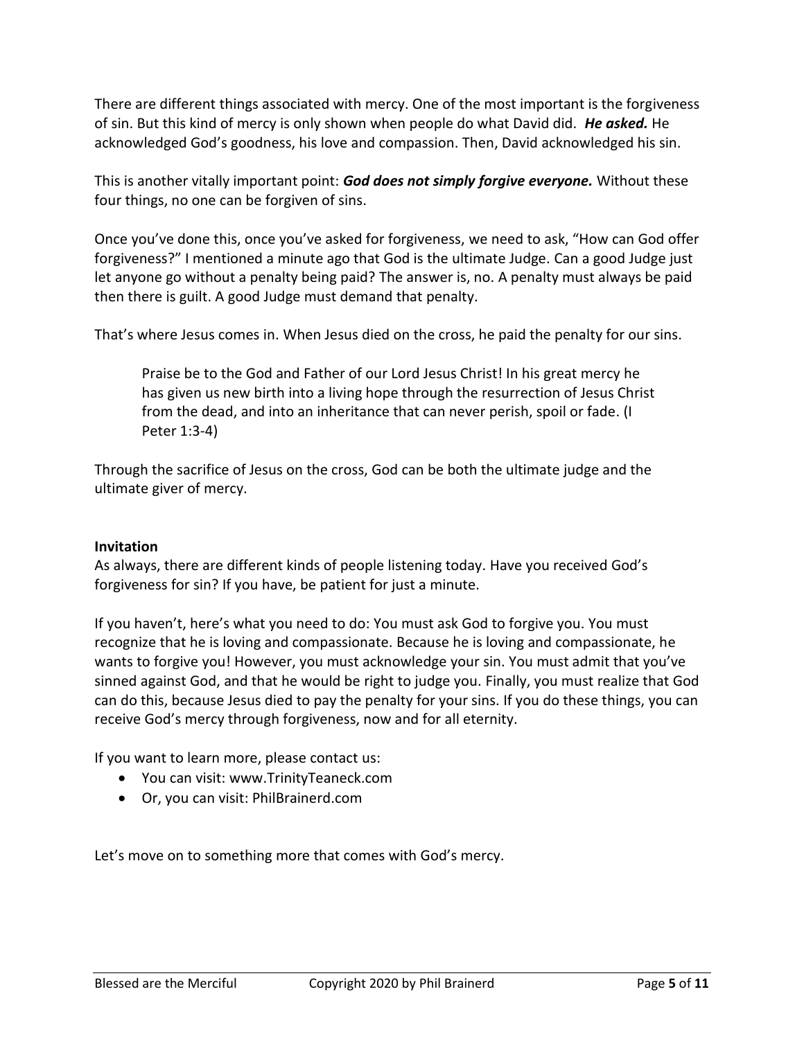There are different things associated with mercy. One of the most important is the forgiveness of sin. But this kind of mercy is only shown when people do what David did. ***He asked.*** He acknowledged God's goodness, his love and compassion. Then, David acknowledged his sin.

This is another vitally important point: ***God does not simply forgive everyone.*** Without these four things, no one can be forgiven of sins.

Once you've done this, once you've asked for forgiveness, we need to ask, "How can God offer forgiveness?" I mentioned a minute ago that God is the ultimate Judge. Can a good Judge just let anyone go without a penalty being paid? The answer is, no. A penalty must always be paid then there is guilt. A good Judge must demand that penalty.

That's where Jesus comes in. When Jesus died on the cross, he paid the penalty for our sins.

> Praise be to the God and Father of our Lord Jesus Christ! In his great mercy he has given us new birth into a living hope through the resurrection of Jesus Christ from the dead, and into an inheritance that can never perish, spoil or fade. (I Peter 1:3-4)

Through the sacrifice of Jesus on the cross, God can be both the ultimate judge and the ultimate giver of mercy.

**Invitation**

As always, there are different kinds of people listening today. Have you received God's forgiveness for sin? If you have, be patient for just a minute.

If you haven't, here's what you need to do: You must ask God to forgive you. You must recognize that he is loving and compassionate. Because he is loving and compassionate, he wants to forgive you! However, you must acknowledge your sin. You must admit that you've sinned against God, and that he would be right to judge you. Finally, you must realize that God can do this, because Jesus died to pay the penalty for your sins. If you do these things, you can receive God's mercy through forgiveness, now and for all eternity.

If you want to learn more, please contact us:

- You can visit: www.TrinityTeaneck.com
- Or, you can visit: PhilBrainerd.com

Let's move on to something more that comes with God's mercy.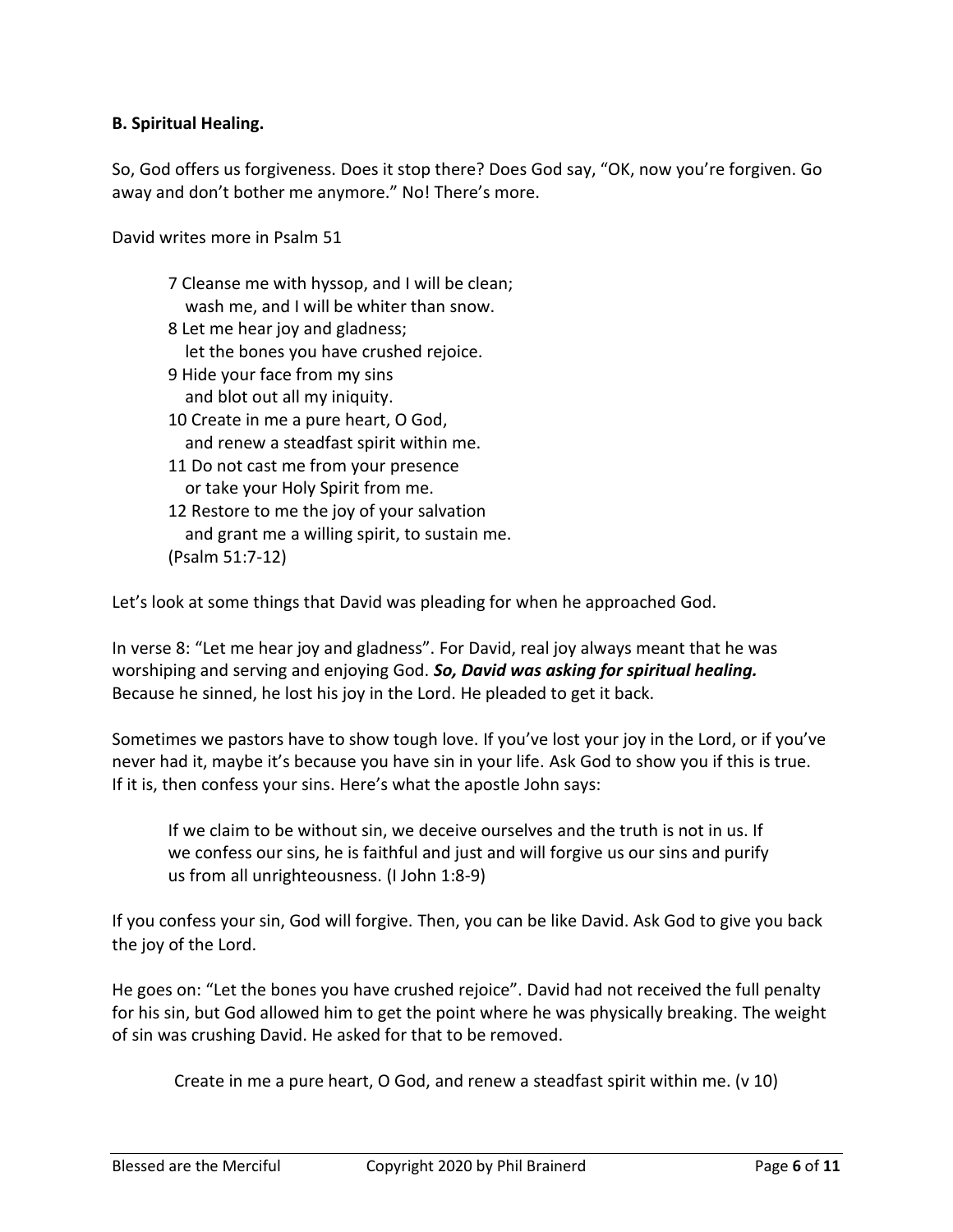**B. Spiritual Healing.**

So, God offers us forgiveness. Does it stop there? Does God say, "OK, now you're forgiven. Go away and don't bother me anymore." No! There's more.

David writes more in Psalm 51

> 7 Cleanse me with hyssop, and I will be clean;
> wash me, and I will be whiter than snow.
> 8 Let me hear joy and gladness;
> let the bones you have crushed rejoice.
> 9 Hide your face from my sins
> and blot out all my iniquity.
> 10 Create in me a pure heart, O God,
> and renew a steadfast spirit within me.
> 11 Do not cast me from your presence
> or take your Holy Spirit from me.
> 12 Restore to me the joy of your salvation
> and grant me a willing spirit, to sustain me.
> (Psalm 51:7-12)

Let's look at some things that David was pleading for when he approached God.

In verse 8: "Let me hear joy and gladness". For David, real joy always meant that he was worshiping and serving and enjoying God. ***So, David was asking for spiritual healing.*** Because he sinned, he lost his joy in the Lord. He pleaded to get it back.

Sometimes we pastors have to show tough love. If you've lost your joy in the Lord, or if you've never had it, maybe it's because you have sin in your life. Ask God to show you if this is true. If it is, then confess your sins. Here's what the apostle John says:

> If we claim to be without sin, we deceive ourselves and the truth is not in us. If we confess our sins, he is faithful and just and will forgive us our sins and purify us from all unrighteousness. (I John 1:8-9)

If you confess your sin, God will forgive. Then, you can be like David. Ask God to give you back the joy of the Lord.

He goes on: "Let the bones you have crushed rejoice". David had not received the full penalty for his sin, but God allowed him to get the point where he was physically breaking. The weight of sin was crushing David. He asked for that to be removed.

> Create in me a pure heart, O God, and renew a steadfast spirit within me. (v 10)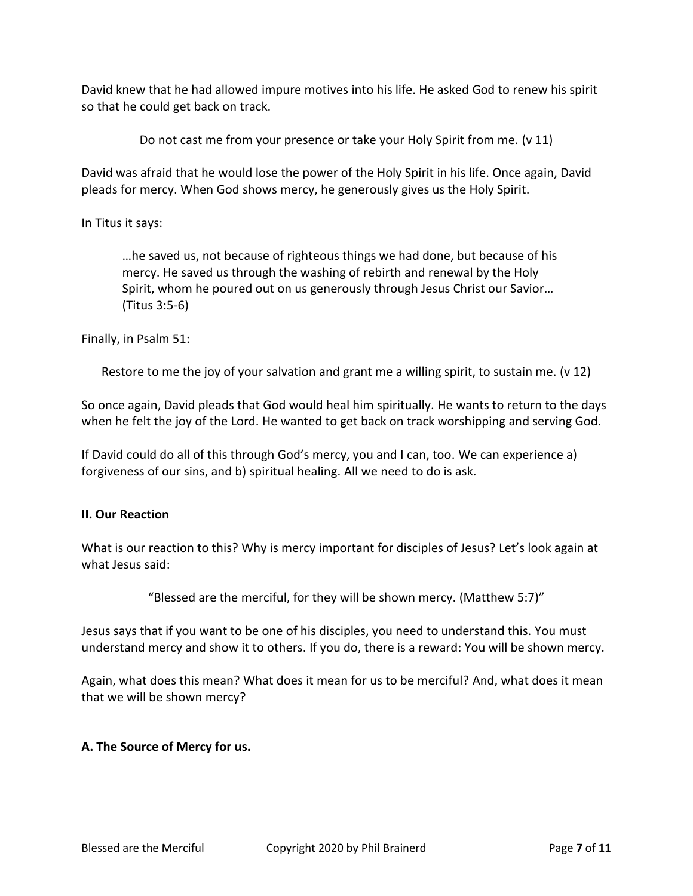David knew that he had allowed impure motives into his life. He asked God to renew his spirit so that he could get back on track.

> Do not cast me from your presence or take your Holy Spirit from me. (v 11)

David was afraid that he would lose the power of the Holy Spirit in his life. Once again, David pleads for mercy. When God shows mercy, he generously gives us the Holy Spirit.

In Titus it says:

> …he saved us, not because of righteous things we had done, but because of his mercy. He saved us through the washing of rebirth and renewal by the Holy Spirit, whom he poured out on us generously through Jesus Christ our Savior… (Titus 3:5-6)

Finally, in Psalm 51:

> Restore to me the joy of your salvation and grant me a willing spirit, to sustain me. (v 12)

So once again, David pleads that God would heal him spiritually. He wants to return to the days when he felt the joy of the Lord. He wanted to get back on track worshipping and serving God.

If David could do all of this through God's mercy, you and I can, too. We can experience a) forgiveness of our sins, and b) spiritual healing. All we need to do is ask.

## II. Our Reaction

What is our reaction to this? Why is mercy important for disciples of Jesus? Let's look again at what Jesus said:

> "Blessed are the merciful, for they will be shown mercy. (Matthew 5:7)"

Jesus says that if you want to be one of his disciples, you need to understand this. You must understand mercy and show it to others. If you do, there is a reward: You will be shown mercy.

Again, what does this mean? What does it mean for us to be merciful? And, what does it mean that we will be shown mercy?

### A. The Source of Mercy for us.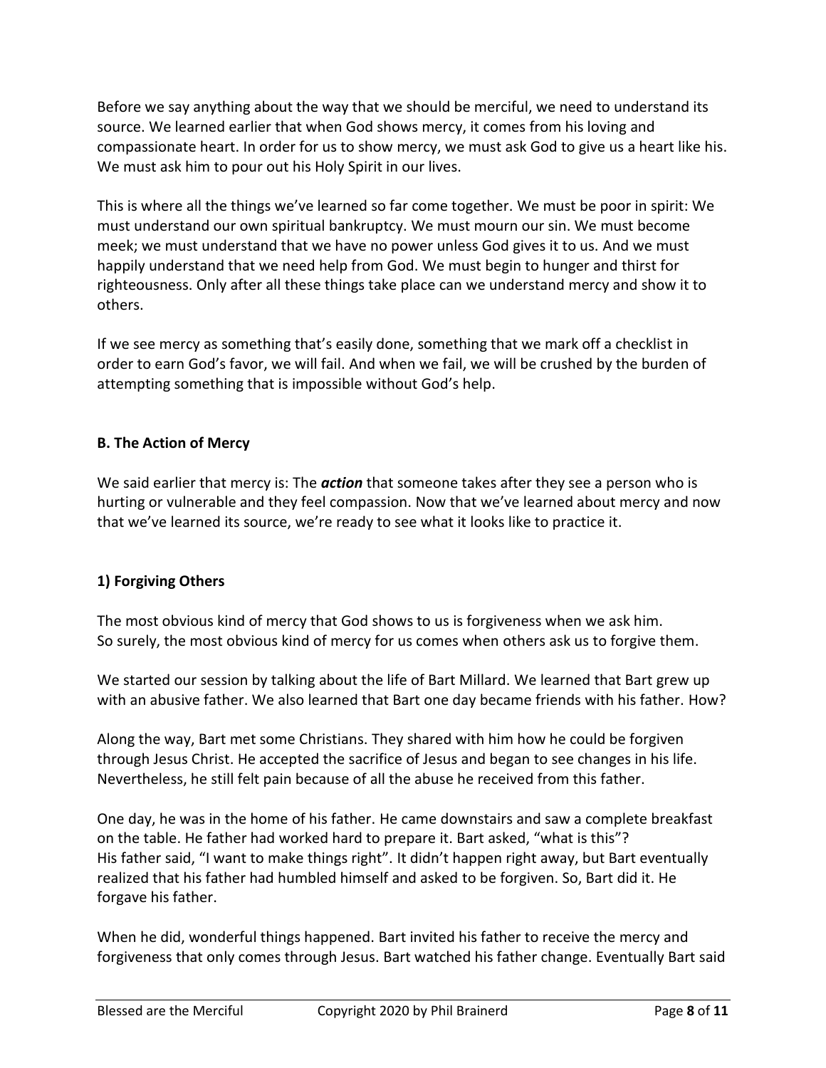Before we say anything about the way that we should be merciful, we need to understand its source. We learned earlier that when God shows mercy, it comes from his loving and compassionate heart. In order for us to show mercy, we must ask God to give us a heart like his. We must ask him to pour out his Holy Spirit in our lives.

This is where all the things we've learned so far come together. We must be poor in spirit: We must understand our own spiritual bankruptcy. We must mourn our sin. We must become meek; we must understand that we have no power unless God gives it to us. And we must happily understand that we need help from God. We must begin to hunger and thirst for righteousness. Only after all these things take place can we understand mercy and show it to others.

If we see mercy as something that's easily done, something that we mark off a checklist in order to earn God's favor, we will fail. And when we fail, we will be crushed by the burden of attempting something that is impossible without God's help.

**B. The Action of Mercy**

We said earlier that mercy is: The ***action*** that someone takes after they see a person who is hurting or vulnerable and they feel compassion. Now that we've learned about mercy and now that we've learned its source, we're ready to see what it looks like to practice it.

**1) Forgiving Others**

The most obvious kind of mercy that God shows to us is forgiveness when we ask him. So surely, the most obvious kind of mercy for us comes when others ask us to forgive them.

We started our session by talking about the life of Bart Millard. We learned that Bart grew up with an abusive father. We also learned that Bart one day became friends with his father. How?

Along the way, Bart met some Christians. They shared with him how he could be forgiven through Jesus Christ. He accepted the sacrifice of Jesus and began to see changes in his life. Nevertheless, he still felt pain because of all the abuse he received from this father.

One day, he was in the home of his father. He came downstairs and saw a complete breakfast on the table. He father had worked hard to prepare it. Bart asked, "what is this"? His father said, "I want to make things right". It didn't happen right away, but Bart eventually realized that his father had humbled himself and asked to be forgiven. So, Bart did it. He forgave his father.

When he did, wonderful things happened. Bart invited his father to receive the mercy and forgiveness that only comes through Jesus. Bart watched his father change. Eventually Bart said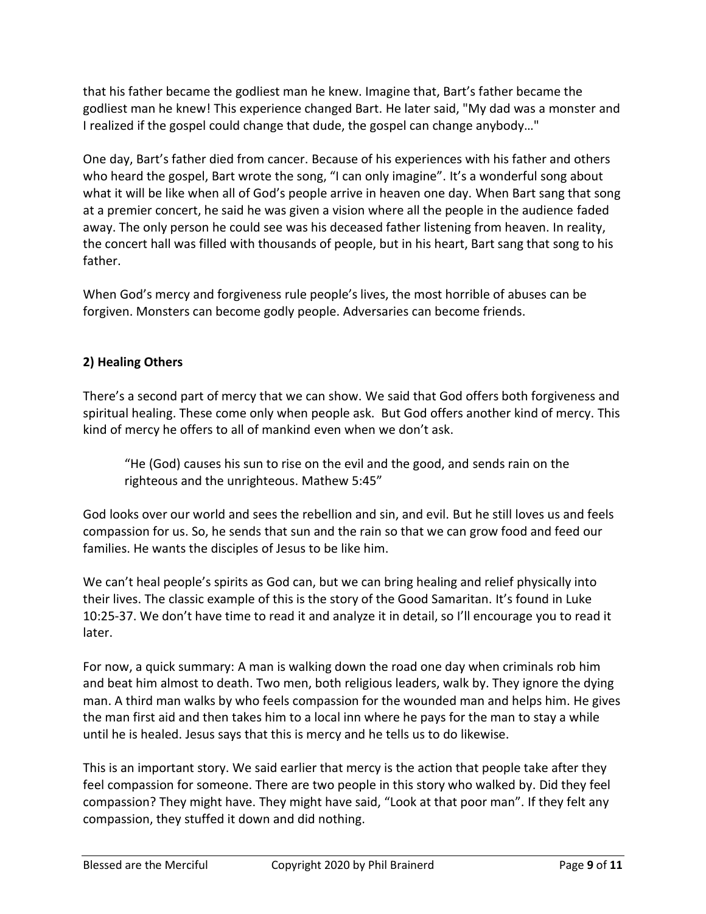that his father became the godliest man he knew. Imagine that, Bart's father became the godliest man he knew! This experience changed Bart. He later said, "My dad was a monster and I realized if the gospel could change that dude, the gospel can change anybody…"

One day, Bart's father died from cancer. Because of his experiences with his father and others who heard the gospel, Bart wrote the song, "I can only imagine". It's a wonderful song about what it will be like when all of God's people arrive in heaven one day. When Bart sang that song at a premier concert, he said he was given a vision where all the people in the audience faded away. The only person he could see was his deceased father listening from heaven. In reality, the concert hall was filled with thousands of people, but in his heart, Bart sang that song to his father.

When God's mercy and forgiveness rule people's lives, the most horrible of abuses can be forgiven. Monsters can become godly people. Adversaries can become friends.

**2) Healing Others**

There's a second part of mercy that we can show. We said that God offers both forgiveness and spiritual healing. These come only when people ask. But God offers another kind of mercy. This kind of mercy he offers to all of mankind even when we don't ask.

> "He (God) causes his sun to rise on the evil and the good, and sends rain on the righteous and the unrighteous. Mathew 5:45"

God looks over our world and sees the rebellion and sin, and evil. But he still loves us and feels compassion for us. So, he sends that sun and the rain so that we can grow food and feed our families. He wants the disciples of Jesus to be like him.

We can't heal people's spirits as God can, but we can bring healing and relief physically into their lives. The classic example of this is the story of the Good Samaritan. It's found in Luke 10:25-37. We don't have time to read it and analyze it in detail, so I'll encourage you to read it later.

For now, a quick summary: A man is walking down the road one day when criminals rob him and beat him almost to death. Two men, both religious leaders, walk by. They ignore the dying man. A third man walks by who feels compassion for the wounded man and helps him. He gives the man first aid and then takes him to a local inn where he pays for the man to stay a while until he is healed. Jesus says that this is mercy and he tells us to do likewise.

This is an important story. We said earlier that mercy is the action that people take after they feel compassion for someone. There are two people in this story who walked by. Did they feel compassion? They might have. They might have said, "Look at that poor man". If they felt any compassion, they stuffed it down and did nothing.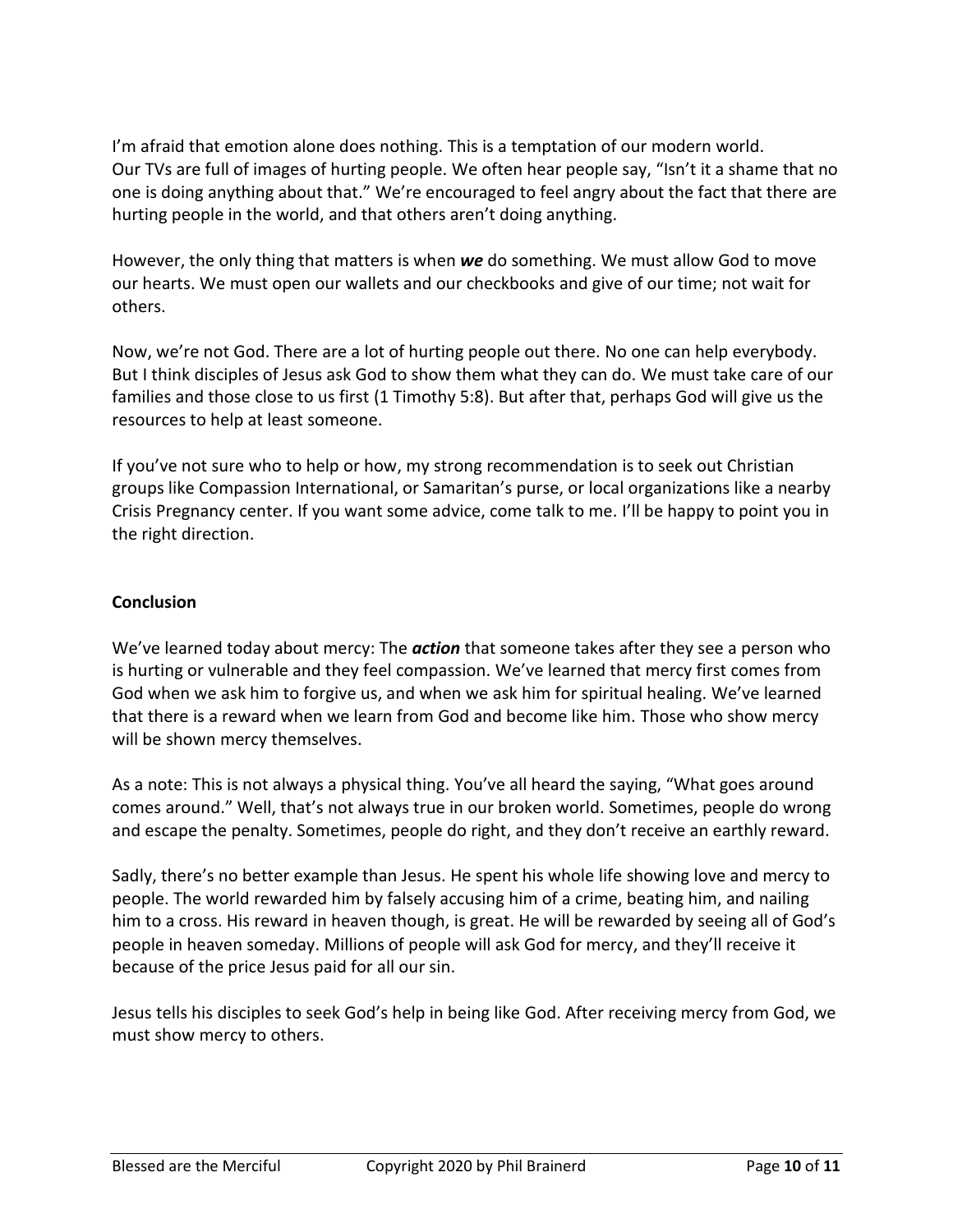I'm afraid that emotion alone does nothing. This is a temptation of our modern world. Our TVs are full of images of hurting people. We often hear people say, "Isn't it a shame that no one is doing anything about that." We're encouraged to feel angry about the fact that there are hurting people in the world, and that others aren't doing anything.

However, the only thing that matters is when ***we*** do something. We must allow God to move our hearts. We must open our wallets and our checkbooks and give of our time; not wait for others.

Now, we're not God. There are a lot of hurting people out there. No one can help everybody. But I think disciples of Jesus ask God to show them what they can do. We must take care of our families and those close to us first (1 Timothy 5:8). But after that, perhaps God will give us the resources to help at least someone.

If you've not sure who to help or how, my strong recommendation is to seek out Christian groups like Compassion International, or Samaritan's purse, or local organizations like a nearby Crisis Pregnancy center. If you want some advice, come talk to me. I'll be happy to point you in the right direction.

**Conclusion**

We've learned today about mercy: The ***action*** that someone takes after they see a person who is hurting or vulnerable and they feel compassion. We've learned that mercy first comes from God when we ask him to forgive us, and when we ask him for spiritual healing. We've learned that there is a reward when we learn from God and become like him. Those who show mercy will be shown mercy themselves.

As a note: This is not always a physical thing. You've all heard the saying, "What goes around comes around." Well, that's not always true in our broken world. Sometimes, people do wrong and escape the penalty. Sometimes, people do right, and they don't receive an earthly reward.

Sadly, there's no better example than Jesus. He spent his whole life showing love and mercy to people. The world rewarded him by falsely accusing him of a crime, beating him, and nailing him to a cross. His reward in heaven though, is great. He will be rewarded by seeing all of God's people in heaven someday. Millions of people will ask God for mercy, and they'll receive it because of the price Jesus paid for all our sin.

Jesus tells his disciples to seek God's help in being like God. After receiving mercy from God, we must show mercy to others.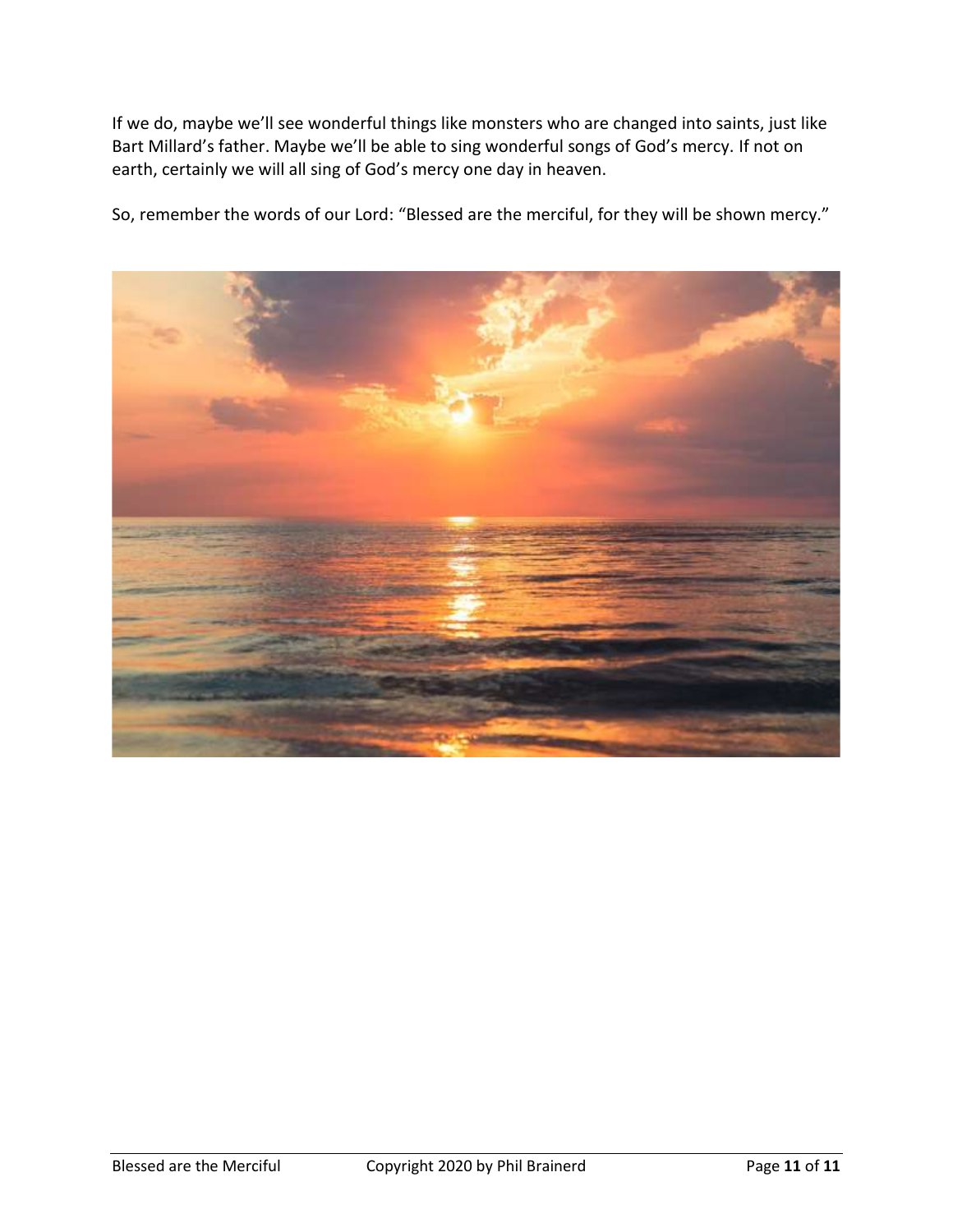If we do, maybe we'll see wonderful things like monsters who are changed into saints, just like Bart Millard's father. Maybe we'll be able to sing wonderful songs of God's mercy. If not on earth, certainly we will all sing of God's mercy one day in heaven.

So, remember the words of our Lord: "Blessed are the merciful, for they will be shown mercy."